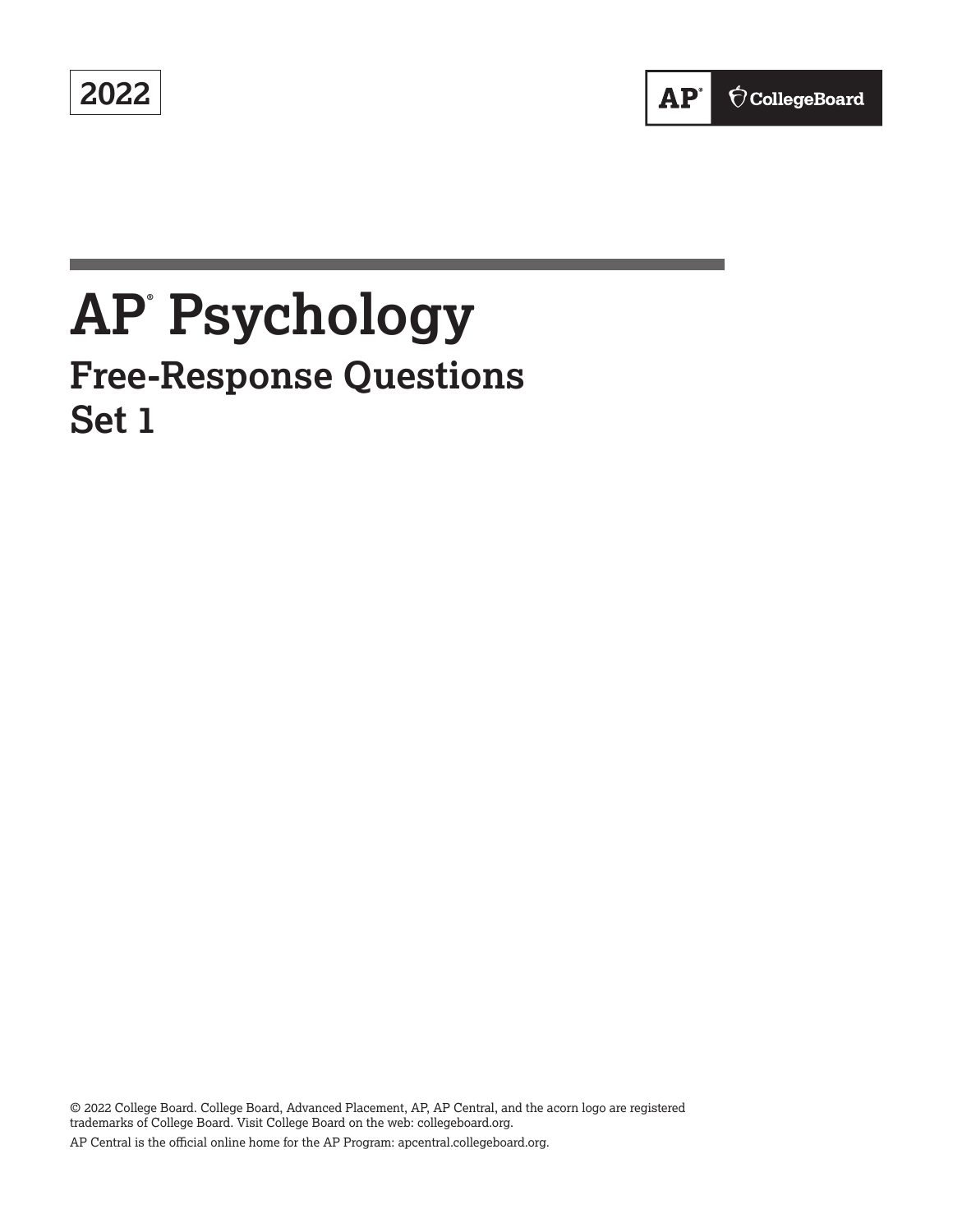2022

AP® CollegeBoard

# AP® Psychology

## Free-Response Questions
## Set 1

© 2022 College Board. College Board, Advanced Placement, AP, AP Central, and the acorn logo are registered trademarks of College Board. Visit College Board on the web: collegeboard.org.

AP Central is the official online home for the AP Program: apcentral.collegeboard.org.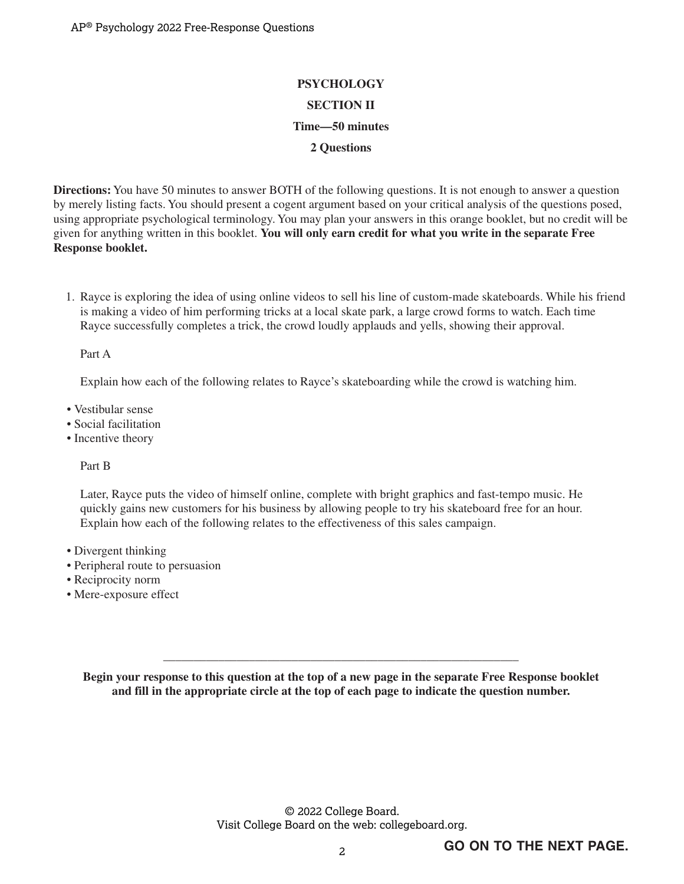# PSYCHOLOGY

## SECTION II

## Time—50 minutes

## 2 Questions

**Directions:** You have 50 minutes to answer BOTH of the following questions. It is not enough to answer a question by merely listing facts. You should present a cogent argument based on your critical analysis of the questions posed, using appropriate psychological terminology. You may plan your answers in this orange booklet, but no credit will be given for anything written in this booklet. **You will only earn credit for what you write in the separate Free Response booklet.**

1. Rayce is exploring the idea of using online videos to sell his line of custom-made skateboards. While his friend is making a video of him performing tricks at a local skate park, a large crowd forms to watch. Each time Rayce successfully completes a trick, the crowd loudly applauds and yells, showing their approval.

   Part A

   Explain how each of the following relates to Rayce's skateboarding while the crowd is watching him.

   - Vestibular sense
   - Social facilitation
   - Incentive theory

   Part B

   Later, Rayce puts the video of himself online, complete with bright graphics and fast-tempo music. He quickly gains new customers for his business by allowing people to try his skateboard free for an hour. Explain how each of the following relates to the effectiveness of this sales campaign.

   - Divergent thinking
   - Peripheral route to persuasion
   - Reciprocity norm
   - Mere-exposure effect

---

**Begin your response to this question at the top of a new page in the separate Free Response booklet and fill in the appropriate circle at the top of each page to indicate the question number.**

© 2022 College Board.
Visit College Board on the web: collegeboard.org.

**GO ON TO THE NEXT PAGE.**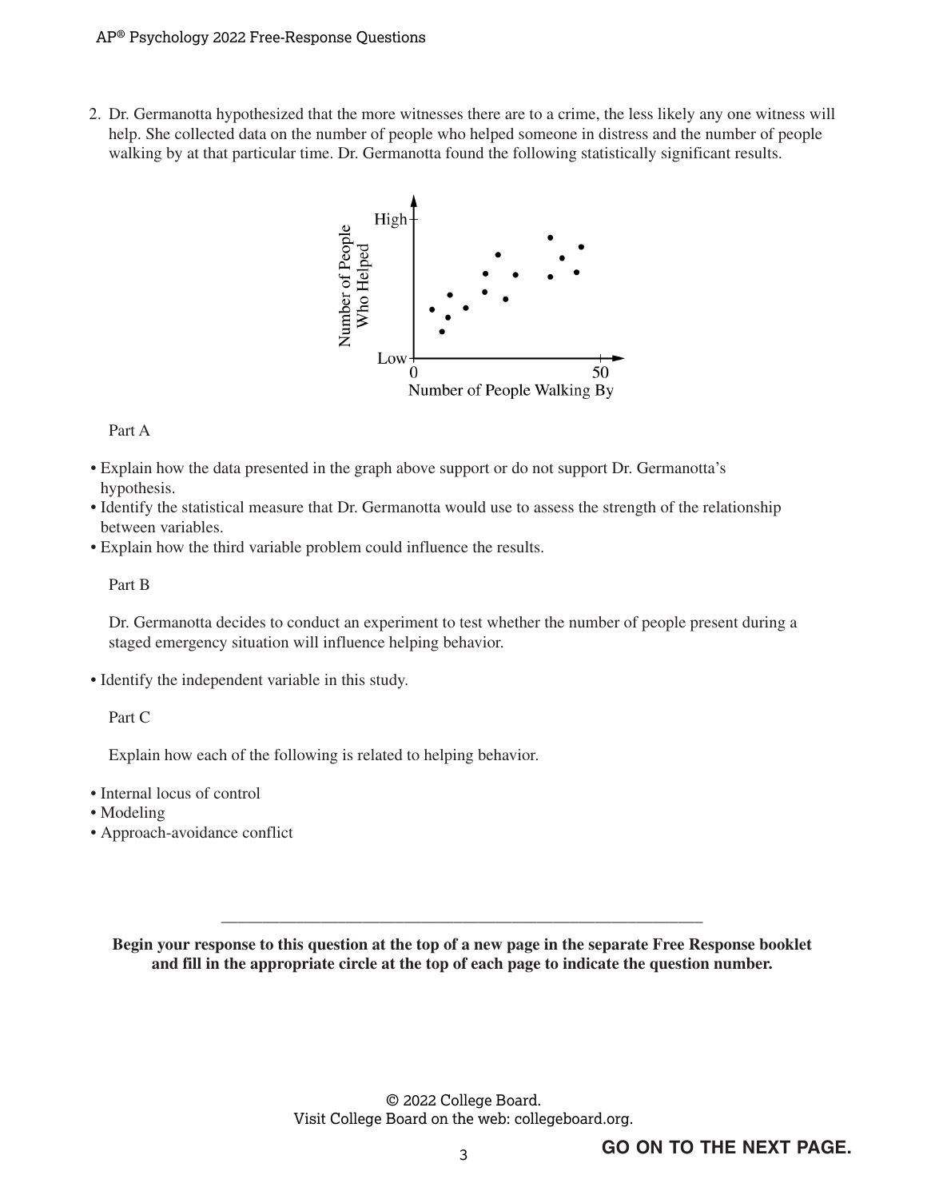2. Dr. Germanotta hypothesized that the more witnesses there are to a crime, the less likely any one witness will help. She collected data on the number of people who helped someone in distress and the number of people walking by at that particular time. Dr. Germanotta found the following statistically significant results.

Part A

- Explain how the data presented in the graph above support or do not support Dr. Germanotta's hypothesis.
- Identify the statistical measure that Dr. Germanotta would use to assess the strength of the relationship between variables.
- Explain how the third variable problem could influence the results.

Part B

Dr. Germanotta decides to conduct an experiment to test whether the number of people present during a staged emergency situation will influence helping behavior.

- Identify the independent variable in this study.

Part C

Explain how each of the following is related to helping behavior.

- Internal locus of control
- Modeling
- Approach-avoidance conflict

**Begin your response to this question at the top of a new page in the separate Free Response booklet and fill in the appropriate circle at the top of each page to indicate the question number.**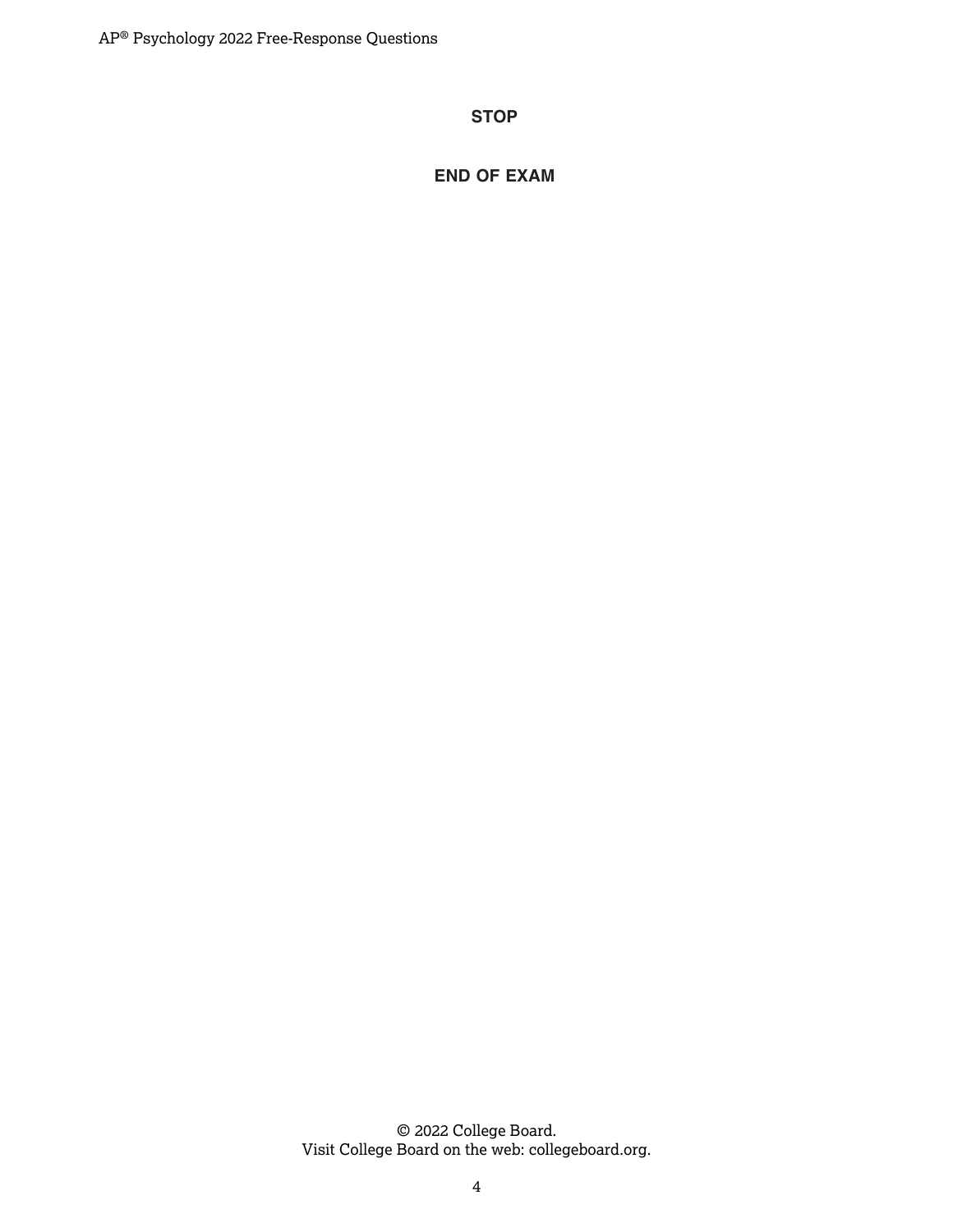**STOP**

**END OF EXAM**

© 2022 College Board.
Visit College Board on the web: collegeboard.org.